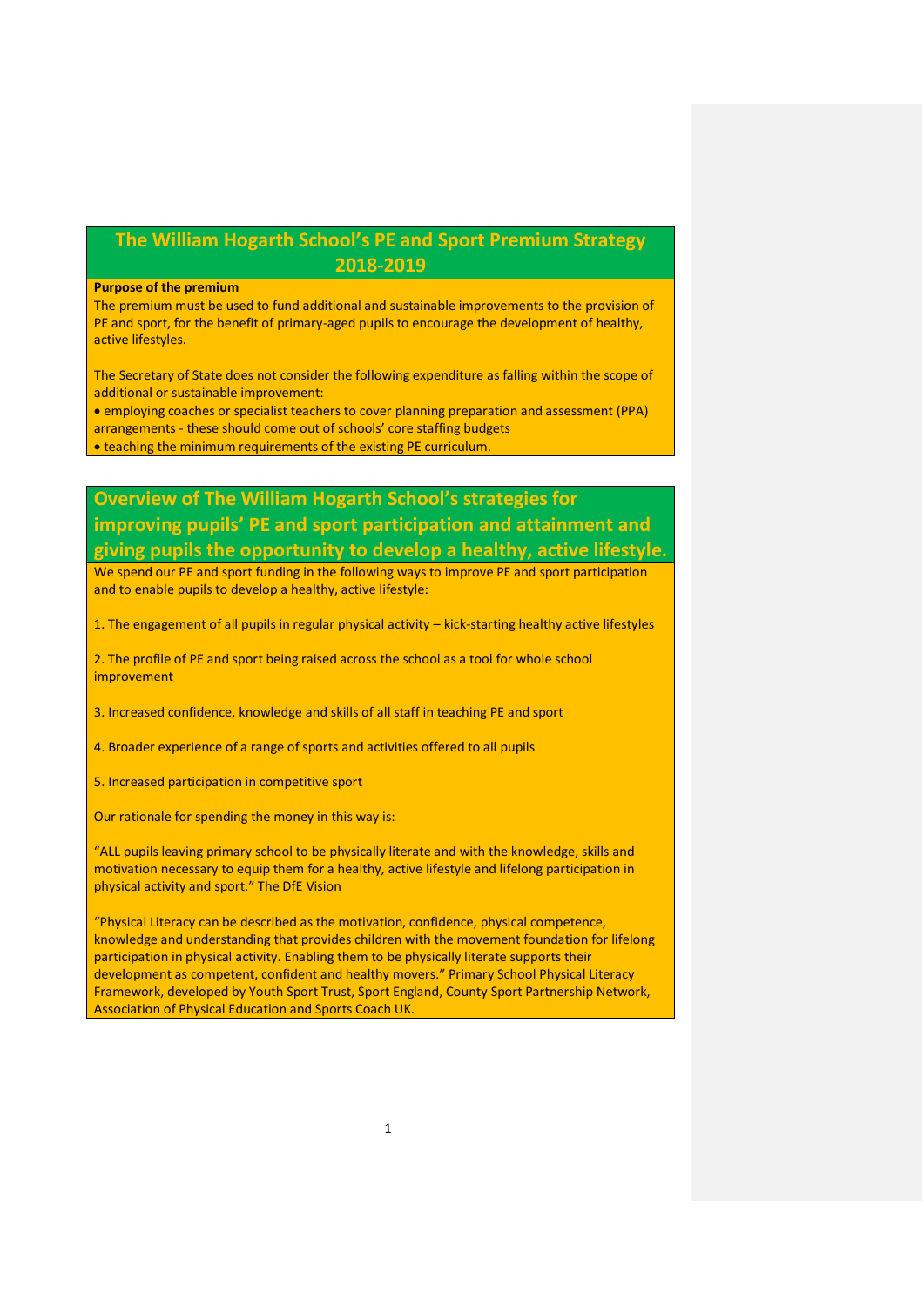# The William Hogarth School's PE and Sport Premium Strategy 2018-2019

**Purpose of the premium**

The premium must be used to fund additional and sustainable improvements to the provision of PE and sport, for the benefit of primary-aged pupils to encourage the development of healthy, active lifestyles.

The Secretary of State does not consider the following expenditure as falling within the scope of additional or sustainable improvement:

- employing coaches or specialist teachers to cover planning preparation and assessment (PPA) arrangements - these should come out of schools' core staffing budgets
- teaching the minimum requirements of the existing PE curriculum.

## Overview of The William Hogarth School's strategies for improving pupils' PE and sport participation and attainment and giving pupils the opportunity to develop a healthy, active lifestyle.

We spend our PE and sport funding in the following ways to improve PE and sport participation and to enable pupils to develop a healthy, active lifestyle:

1. The engagement of all pupils in regular physical activity – kick-starting healthy active lifestyles

2. The profile of PE and sport being raised across the school as a tool for whole school improvement

3. Increased confidence, knowledge and skills of all staff in teaching PE and sport

4. Broader experience of a range of sports and activities offered to all pupils

5. Increased participation in competitive sport

Our rationale for spending the money in this way is:

"ALL pupils leaving primary school to be physically literate and with the knowledge, skills and motivation necessary to equip them for a healthy, active lifestyle and lifelong participation in physical activity and sport." The DfE Vision

"Physical Literacy can be described as the motivation, confidence, physical competence, knowledge and understanding that provides children with the movement foundation for lifelong participation in physical activity. Enabling them to be physically literate supports their development as competent, confident and healthy movers." Primary School Physical Literacy Framework, developed by Youth Sport Trust, Sport England, County Sport Partnership Network, Association of Physical Education and Sports Coach UK.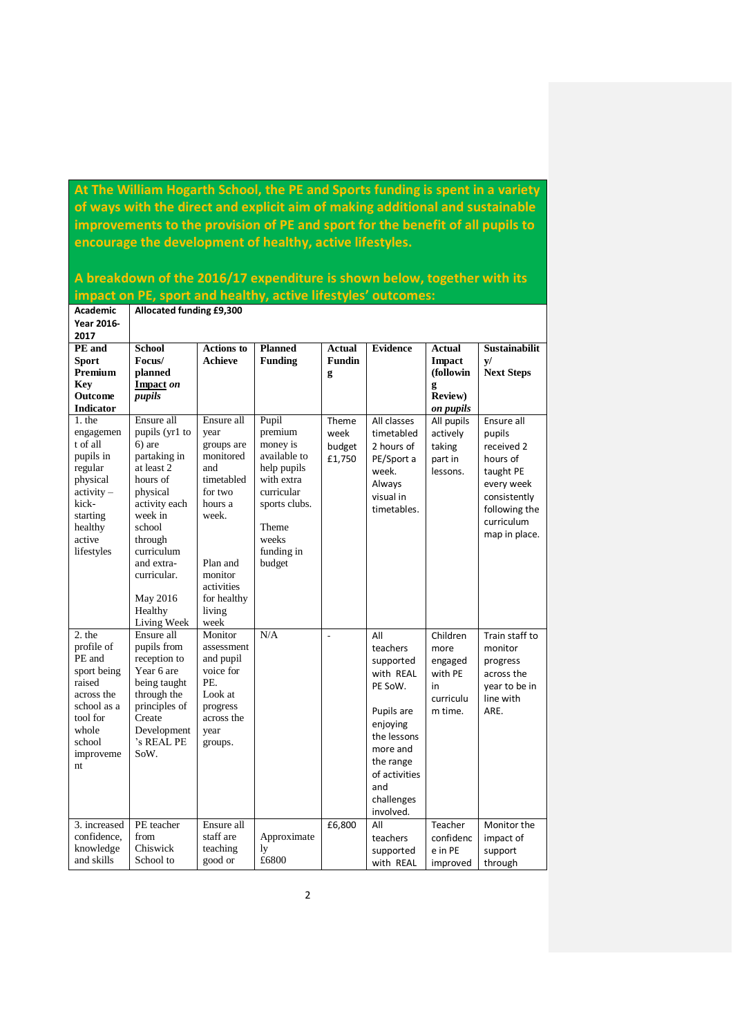**At The William Hogarth School, the PE and Sports funding is spent in a variety of ways with the direct and explicit aim of making additional and sustainable improvements to the provision of PE and sport for the benefit of all pupils to encourage the development of healthy, active lifestyles.**

**A breakdown of the 2016/17 expenditure is shown below, together with its impact on PE, sport and healthy, active lifestyles' outcomes:**

| **Academic Year 2016-2017** | **Allocated funding £9,300** | | | | | | |
|---|---|---|---|---|---|---|---|
| **PE and Sport Premium Key Outcome Indicator** | **School Focus/ planned Impact *on pupils*** | **Actions to Achieve** | **Planned Funding** | **Actual Funding** | **Evidence** | **Actual Impact (following Review) *on pupils*** | **Sustainability/ Next Steps** |
| 1. the engagement of all pupils in regular physical activity – kick-starting healthy active lifestyles | Ensure all pupils (yr1 to 6) are partaking in at least 2 hours of physical activity each week in school through curriculum and extra-curricular.<br><br>May 2016 Healthy Living Week | Ensure all year groups are monitored and timetabled for two hours a week.<br><br>Plan and monitor activities for healthy living week | Pupil premium money is available to help pupils with extra curricular sports clubs.<br><br>Theme weeks funding in budget | Theme week budget £1,750 | All classes timetabled 2 hours of PE/Sport a week. Always visual in timetables. | All pupils actively taking part in lessons. | Ensure all pupils received 2 hours of taught PE every week consistently following the curriculum map in place. |
| 2. the profile of PE and sport being raised across the school as a tool for whole school improvement | Ensure all pupils from reception to Year 6 are being taught through the principles of Create Development's REAL PE SoW. | Monitor assessment and pupil voice for PE. Look at progress across the year groups. | N/A | - | All teachers supported with REAL PE SoW.<br><br>Pupils are enjoying the lessons more and the range of activities and challenges involved. | Children more engaged with PE in curriculum time. | Train staff to monitor progress across the year to be in line with ARE. |
| 3. increased confidence, knowledge and skills | PE teacher from Chiswick School to | Ensure all staff are teaching good or | Approximately £6800 | £6,800 | All teachers supported with REAL | Teacher confidence in PE improved | Monitor the impact of support through |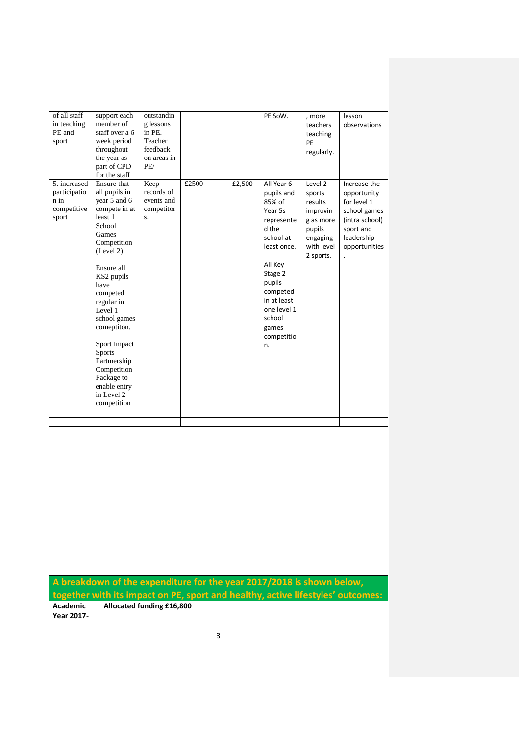| of all staff in teaching PE and sport | support each member of staff over a 6 week period throughout the year as part of CPD for the staff | outstanding lessons in PE. Teacher feedback on areas in PE/ | | | PE SoW. | , more teachers teaching PE regularly. | lesson observations |
|---|---|---|---|---|---|---|---|
| 5. increased participation in competitive sport | Ensure that all pupils in year 5 and 6 compete in at least 1 School Games Competition (Level 2)<br><br>Ensure all KS2 pupils have competed regular in Level 1 school games competiton.<br><br>Sport Impact Sports Partmership Competition Package to enable entry in Level 2 competition | Keep records of events and competitors. | £2500 | £2,500 | All Year 6 pupils and 85% of Year 5s represented the school at least once.<br><br>All Key Stage 2 pupils competed in at least one level 1 school games competition. | Level 2 sports results improving as more pupils engaging with level 2 sports. | Increase the opportunity for level 1 school games (intra school) sport and leadership opportunities. |
| | | | | | | | |
| | | | | | | | |

| A breakdown of the expenditure for the year 2017/2018 is shown below, together with its impact on PE, sport and healthy, active lifestyles' outcomes: | |
|---|---|
| **Academic Year 2017-** | **Allocated funding £16,800** |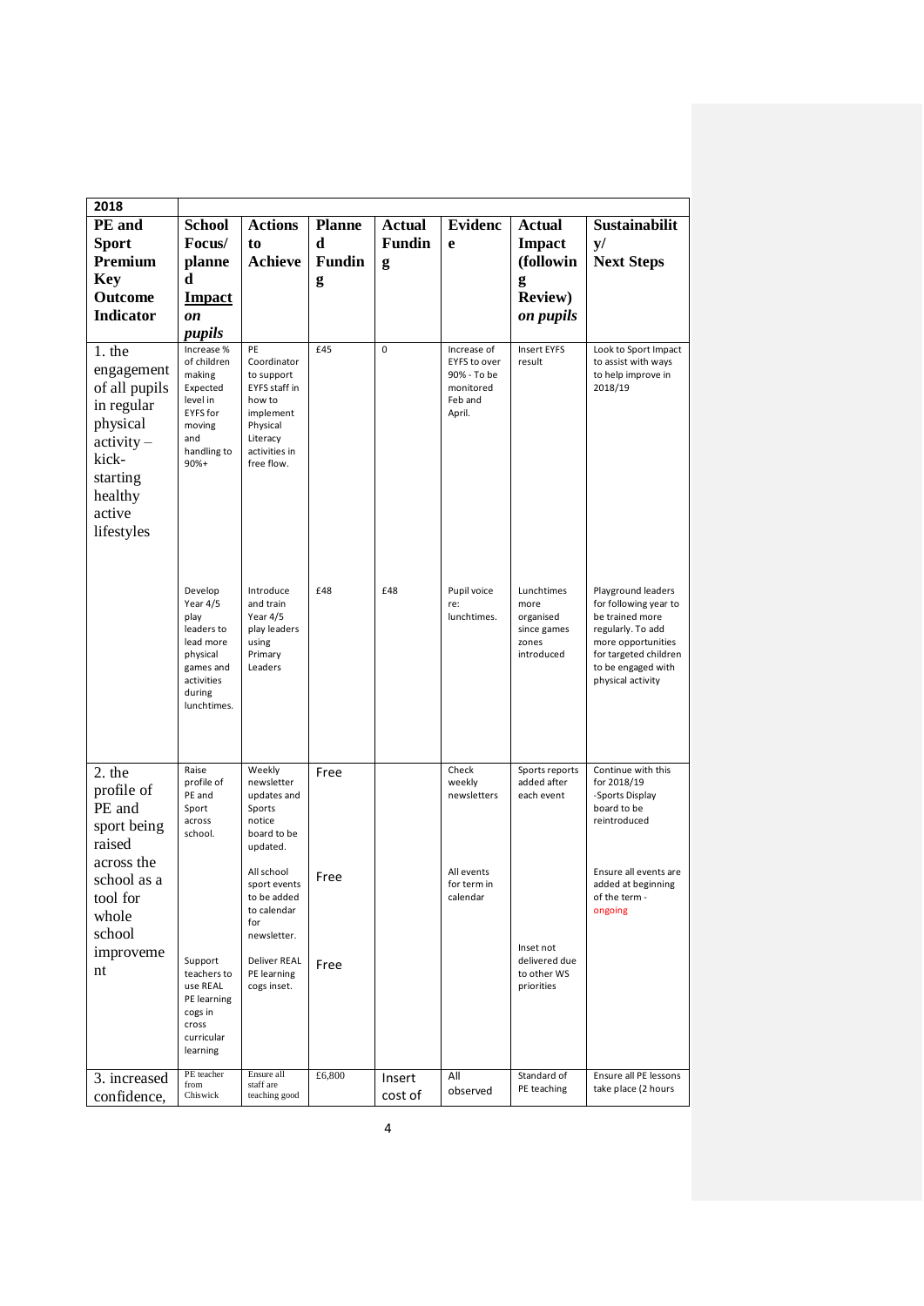| 2018 | | | | | | | |
|---|---|---|---|---|---|---|---|
| **PE and Sport Premium Key Outcome Indicator** | **School Focus/ planned *Impact on pupils*** | **Actions to Achieve** | **Planned Funding** | **Actual Funding** | **Evidence** | **Actual Impact (following Review) *on pupils*** | **Sustainability/ Next Steps** |
| 1. the engagement of all pupils in regular physical activity – kick-starting healthy active lifestyles | Increase % of children making Expected level in EYFS for moving and handling to 90%+ | PE Coordinator to support EYFS staff in how to implement Physical Literacy activities in free flow. | £45 | 0 | Increase of EYFS to over 90% - To be monitored Feb and April. | Insert EYFS result | Look to Sport Impact to assist with ways to help improve in 2018/19 |
| | Develop Year 4/5 play leaders to lead more physical games and activities during lunchtimes. | Introduce and train Year 4/5 play leaders using Primary Leaders | £48 | £48 | Pupil voice re: lunchtimes. | Lunchtimes more organised since games zones introduced | Playground leaders for following year to be trained more regularly. To add more opportunities for targeted children to be engaged with physical activity |
| 2. the profile of PE and sport being raised across the school as a tool for whole school improvement | Raise profile of PE and Sport across school. | Weekly newsletter updates and Sports notice board to be updated. | Free | | Check weekly newsletters | Sports reports added after each event | Continue with this for 2018/19 -Sports Display board to be reintroduced |
| | | All school sport events to be added to calendar for newsletter. | Free | | All events for term in calendar | | Ensure all events are added at beginning of the term - ongoing |
| | Support teachers to use REAL PE learning cogs in cross curricular learning | Deliver REAL PE learning cogs inset. | Free | | | Inset not delivered due to other WS priorities | |
| 3. increased confidence, | PE teacher from Chiswick | Ensure all staff are teaching good | £6,800 | Insert cost of | All observed | Standard of PE teaching | Ensure all PE lessons take place (2 hours |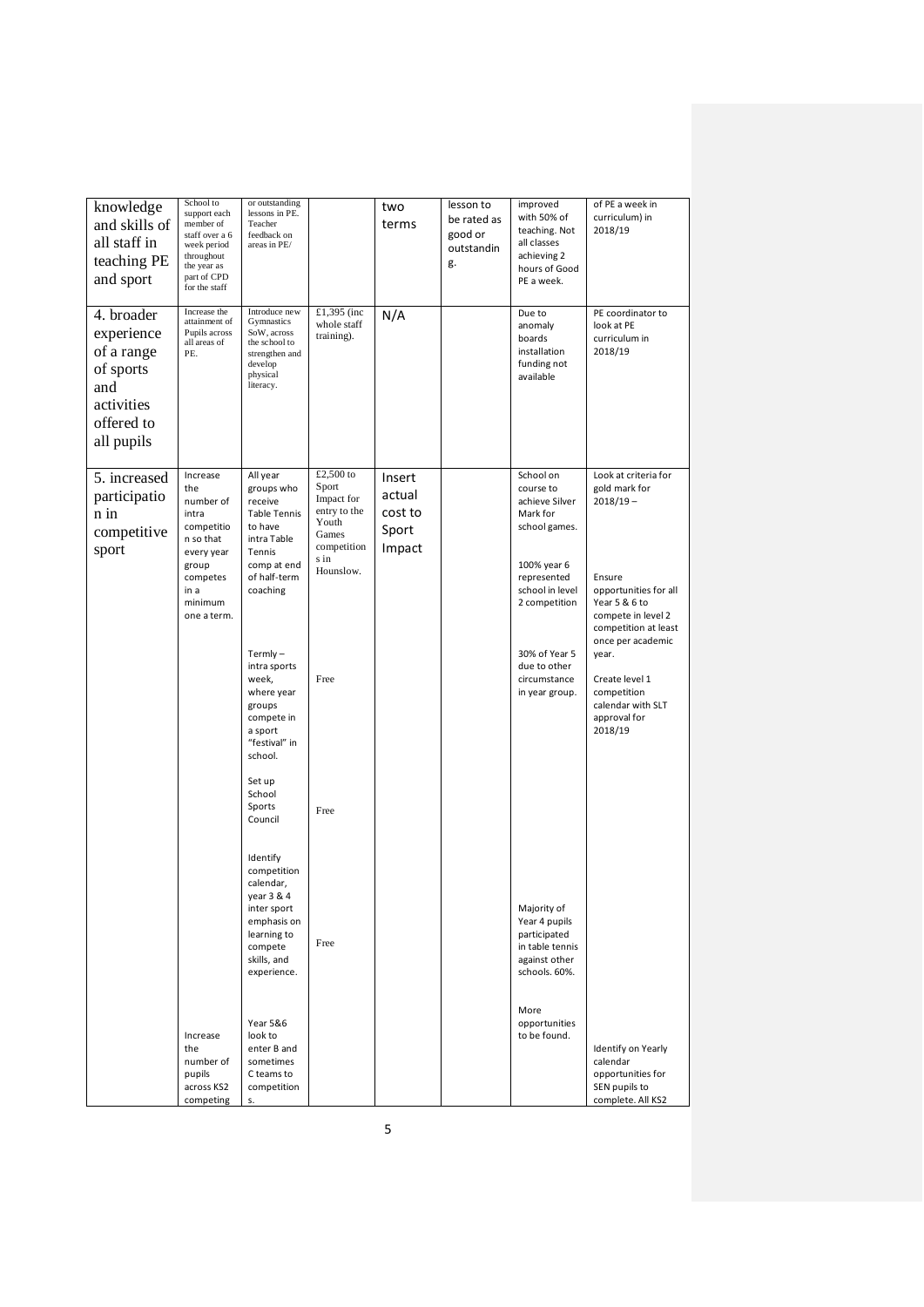| knowledge and skills of all staff in teaching PE and sport | School to support each member of staff over a 6 week period throughout the year as part of CPD for the staff | or outstanding lessons in PE. Teacher feedback on areas in PE/ | | two terms | lesson to be rated as good or outstanding. | improved with 50% of teaching. Not all classes achieving 2 hours of Good PE a week. | of PE a week in curriculum) in 2018/19 |
|---|---|---|---|---|---|---|---|
| 4. broader experience of a range of sports and activities offered to all pupils | Increase the attainment of Pupils across all areas of PE. | Introduce new Gymnastics SoW, across the school to strengthen and develop physical literacy. | £1,395 (inc whole staff training). | N/A | | Due to anomaly boards installation funding not available | PE coordinator to look at PE curriculum in 2018/19 |
| 5. increased participation in competitive sport | Increase the number of intra competition so that every year group competes in a minimum one a term. | All year groups who receive Table Tennis to have intra Table Tennis comp at end of half-term coaching | £2,500 to Sport Impact for entry to the Youth Games competitions in Hounslow. | Insert actual cost to Sport Impact | | School on course to achieve Silver Mark for school games. | Look at criteria for gold mark for 2018/19 – |
| | | | | | | 100% year 6 represented school in level 2 competition | Ensure opportunities for all Year 5 & 6 to compete in level 2 competition at least once per academic year. |
| | | Termly – intra sports week, where year groups compete in a sport "festival" in school. | Free | | | 30% of Year 5 due to other circumstance in year group. | Create level 1 competition calendar with SLT approval for 2018/19 |
| | | Set up School Sports Council | Free | | | | |
| | | Identify competition calendar, year 3 & 4 inter sport emphasis on learning to compete skills, and experience. | Free | | | Majority of Year 4 pupils participated in table tennis against other schools. 60%. | |
| | Increase the number of pupils across KS2 competing | Year 5&6 look to enter B and sometimes C teams to competitions. | | | | More opportunities to be found. | Identify on Yearly calendar opportunities for SEN pupils to complete. All KS2 |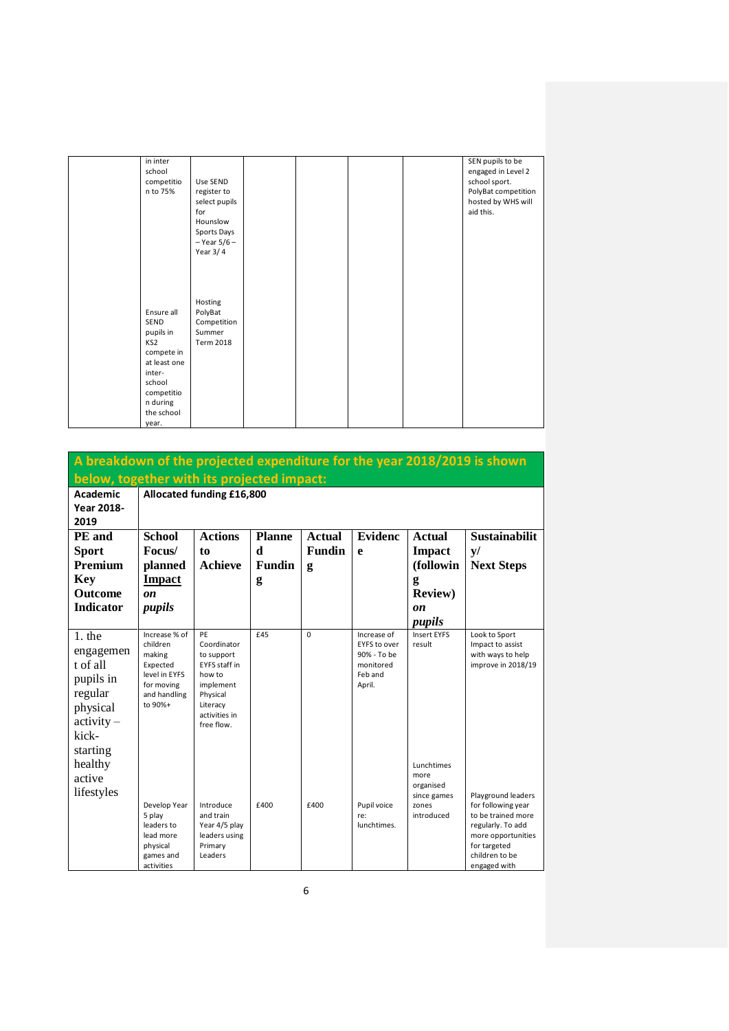| | | | | | | | |
|---|---|---|---|---|---|---|---|
| | in inter school competition to 75% | Use SEND register to select pupils for Hounslow Sports Days – Year 5/6 – Year 3/ 4 | | | | | SEN pupils to be engaged in Level 2 school sport. PolyBat competition hosted by WHS will aid this. |
| | Ensure all SEND pupils in KS2 compete in at least one inter-school competition during the school year. | Hosting PolyBat Competition Summer Term 2018 | | | | | |

## A breakdown of the projected expenditure for the year 2018/2019 is shown below, together with its projected impact:

| Academic Year 2018-2019 | Allocated funding £16,800 | | | | | | |
|---|---|---|---|---|---|---|---|
| **PE and Sport Premium Key Outcome Indicator** | **School Focus/ planned Impact *on pupils*** | **Actions to Achieve** | **Planned Funding** | **Actual Funding** | **Evidence** | **Actual Impact (following Review) *on pupils*** | **Sustainability/ Next Steps** |
| 1. the engagement of all pupils in regular physical activity – kick-starting healthy active lifestyles | Increase % of children making Expected level in EYFS for moving and handling to 90%+ | PE Coordinator to support EYFS staff in how to implement Physical Literacy activities in free flow. | £45 | 0 | Increase of EYFS to over 90% - To be monitored Feb and April. | Insert EYFS result | Look to Sport Impact to assist with ways to help improve in 2018/19 |
| | Develop Year 5 play leaders to lead more physical games and activities | Introduce and train Year 4/5 play leaders using Primary Leaders | £400 | £400 | Pupil voice re: lunchtimes. | Lunchtimes more organised since games zones introduced | Playground leaders for following year to be trained more regularly. To add more opportunities for targeted children to be engaged with |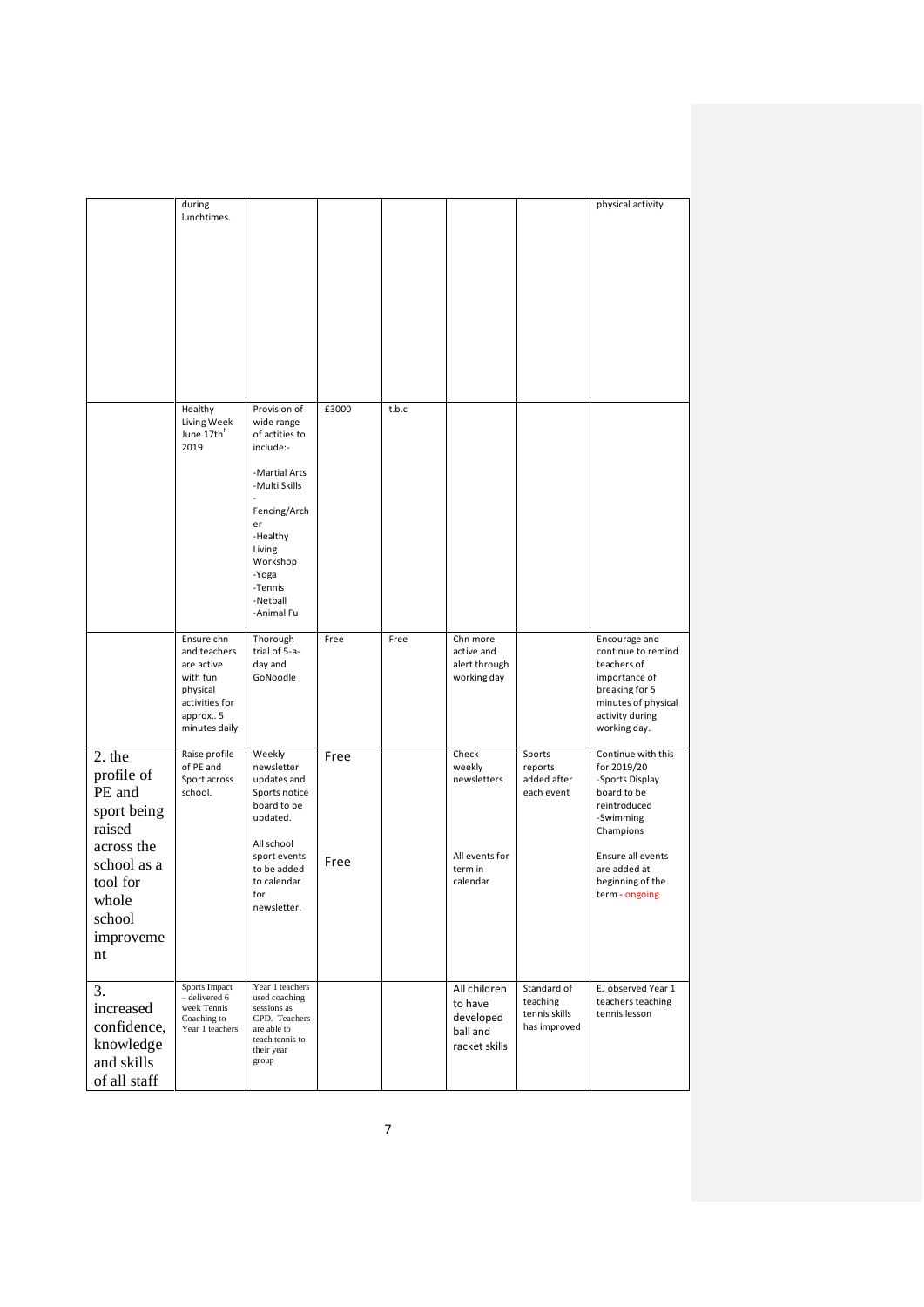| | | | | | | | |
|---|---|---|---|---|---|---|---|
| | during lunchtimes. | | | | | | physical activity |
| | Healthy Living Week June 17th[h] 2019 | Provision of wide range of actities to include:-<br><br>-Martial Arts<br>-Multi Skills<br>-Fencing/Archer<br>-Healthy Living Workshop<br>-Yoga<br>-Tennis<br>-Netball<br>-Animal Fu | £3000 | t.b.c | | | |
| | Ensure chn and teachers are active with fun physical activities for approx.. 5 minutes daily | Thorough trial of 5-a-day and GoNoodle | Free | Free | Chn more active and alert through working day | | Encourage and continue to remind teachers of importance of breaking for 5 minutes of physical activity during working day. |
| 2. the profile of PE and sport being raised across the school as a tool for whole school improvement | Raise profile of PE and Sport across school. | Weekly newsletter updates and Sports notice board to be updated.<br><br>All school sport events to be added to calendar for newsletter. | Free<br><br>Free | | Check weekly newsletters<br><br>All events for term in calendar | Sports reports added after each event | Continue with this for 2019/20<br>-Sports Display board to be reintroduced<br>-Swimming Champions<br><br>Ensure all events are added at beginning of the term - ongoing |
| 3. increased confidence, knowledge and skills of all staff | Sports Impact – delivered 6 week Tennis Coaching to Year 1 teachers | Year 1 teachers used coaching sessions as CPD. Teachers are able to teach tennis to their year group | | | All children to have developed ball and racket skills | Standard of teaching tennis skills has improved | EJ observed Year 1 teachers teaching tennis lesson |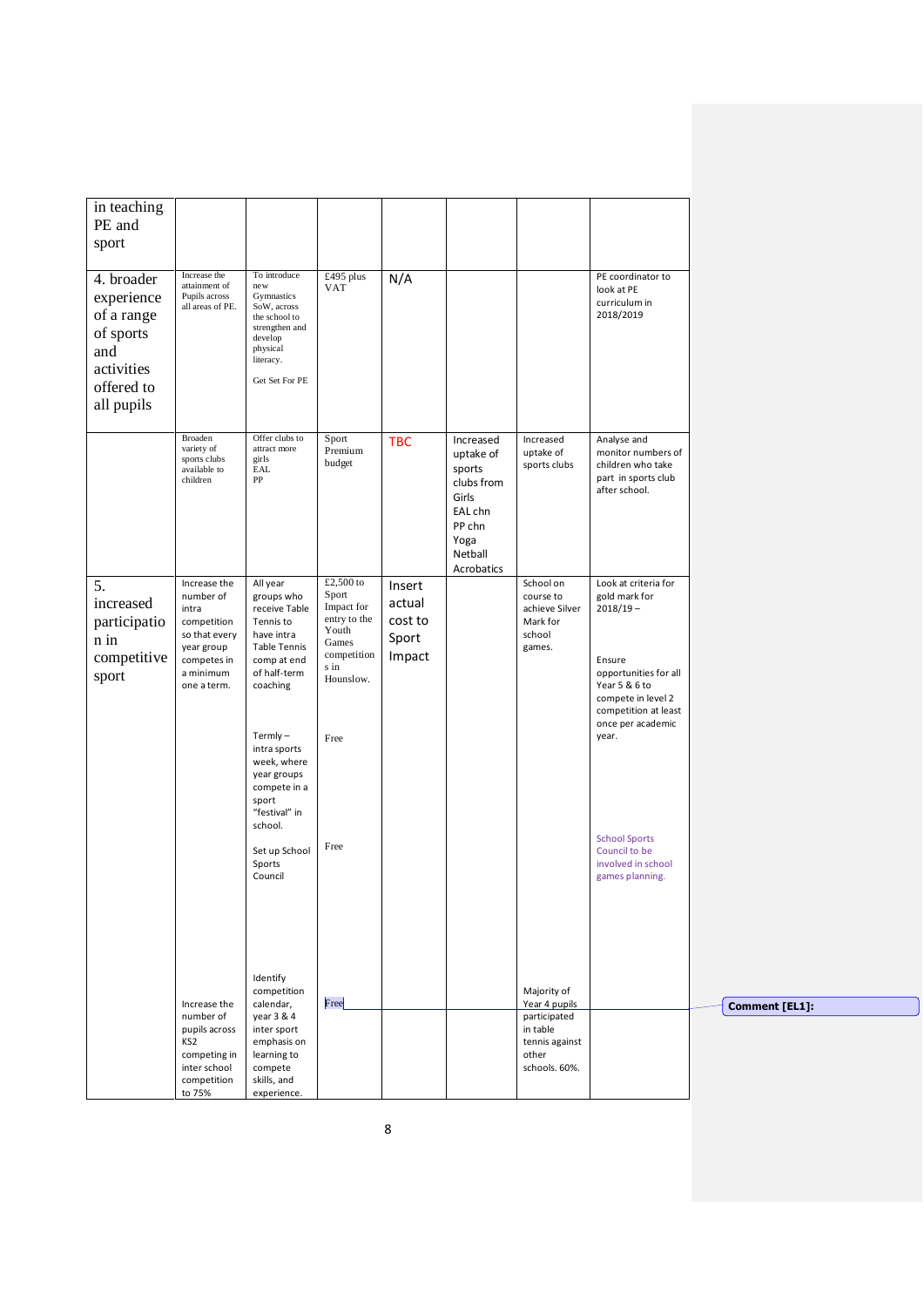| in teaching PE and sport | | | | | | | |
|---|---|---|---|---|---|---|---|
| 4. broader experience of a range of sports and activities offered to all pupils | Increase the attainment of Pupils across all areas of PE. | To introduce new Gymnastics SoW, across the school to strengthen and develop physical literacy.<br><br>Get Set For PE | £495 plus VAT | N/A | | | PE coordinator to look at PE curriculum in 2018/2019 |
| | Broaden variety of sports clubs available to children | Offer clubs to attract more girls<br>EAL<br>PP | Sport Premium budget | TBC | Increased uptake of sports clubs from Girls<br>EAL chn<br>PP chn<br>Yoga<br>Netball<br>Acrobatics | Increased uptake of sports clubs | Analyse and monitor numbers of children who take part in sports club after school. |
| 5. increased participation in competitive sport | Increase the number of intra competition so that every year group competes in a minimum one a term. | All year groups who receive Table Tennis to have intra Table Tennis comp at end of half-term coaching<br><br>Termly – intra sports week, where year groups compete in a sport "festival" in school.<br><br>Set up School Sports Council | £2,500 to Sport Impact for entry to the Youth Games competitions in Hounslow.<br><br>Free<br><br>Free | Insert actual cost to Sport Impact | | School on course to achieve Silver Mark for school games. | Look at criteria for gold mark for 2018/19 –<br><br>Ensure opportunities for all Year 5 & 6 to compete in level 2 competition at least once per academic year.<br><br>School Sports Council to be involved in school games planning. |
| | Increase the number of pupils across KS2 competing in inter school competition to 75% | Identify competition calendar, year 3 & 4 inter sport emphasis on learning to compete skills, and experience. | Free | | | Majority of Year 4 pupils participated in table tennis against other schools. 60%. | |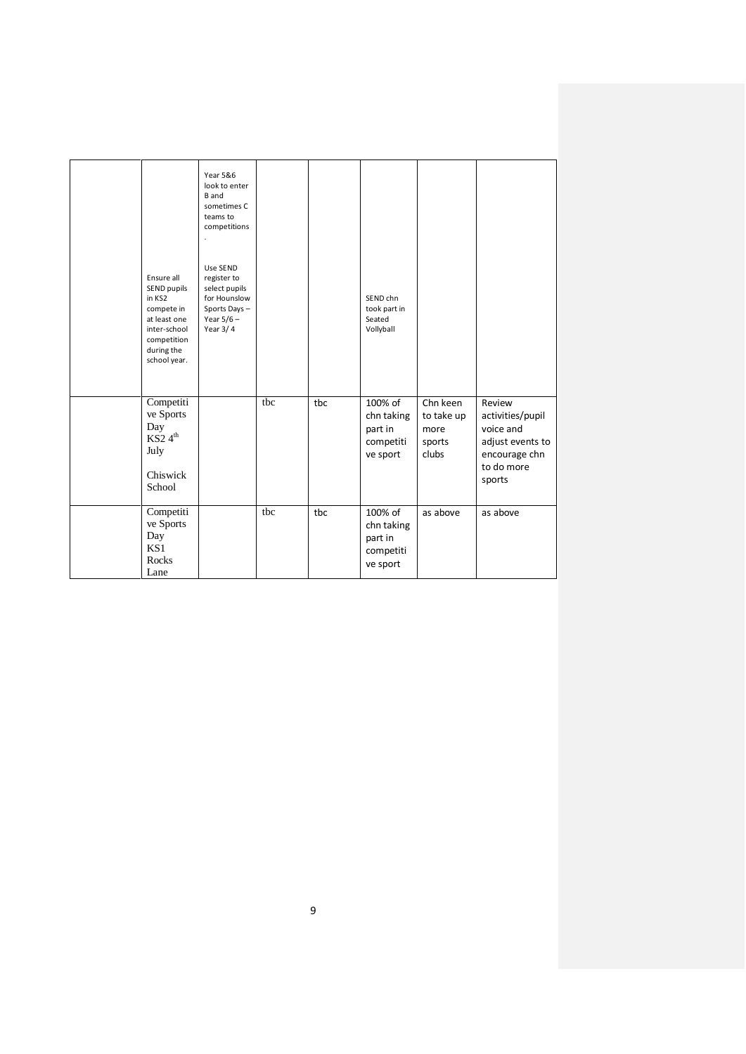| | | | | | | | |
|---|---|---|---|---|---|---|---|
| | Ensure all SEND pupils in KS2 compete in at least one inter-school competition during the school year. | Year 5&6 look to enter B and sometimes C teams to competitions. Use SEND register to select pupils for Hounslow Sports Days – Year 5/6 – Year 3/ 4 | | | SEND chn took part in Seated Vollyball | | |
| | Competitive Sports Day KS2 4th July Chiswick School | | tbc | tbc | 100% of chn taking part in competitive sport | Chn keen to take up more sports clubs | Review activities/pupil voice and adjust events to encourage chn to do more sports |
| | Competitive Sports Day KS1 Rocks Lane | | tbc | tbc | 100% of chn taking part in competitive sport | as above | as above |